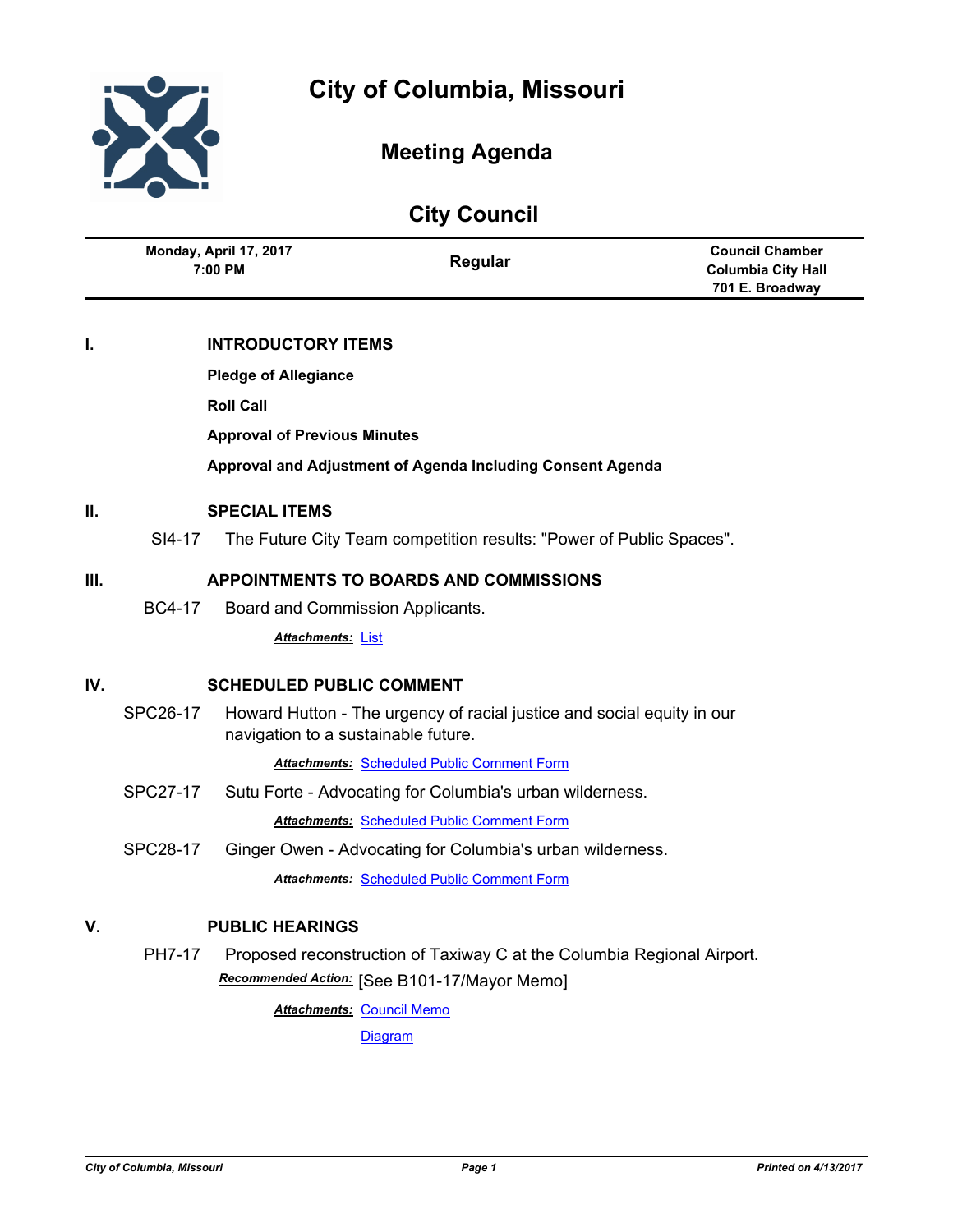# City of Columbia, Missouri

## Meeting Agenda

## City Council

| Monday, April 17, 2017 7:00 PM | Regular | Council Chamber Columbia City Hall 701 E. Broadway |
|---|---|---|

### I. INTRODUCTORY ITEMS

**Pledge of Allegiance**

**Roll Call**

**Approval of Previous Minutes**

**Approval and Adjustment of Agenda Including Consent Agenda**

### II. SPECIAL ITEMS

SI4-17 The Future City Team competition results: "Power of Public Spaces".

### III. APPOINTMENTS TO BOARDS AND COMMISSIONS

BC4-17 Board and Commission Applicants.

***Attachments:*** List

### IV. SCHEDULED PUBLIC COMMENT

SPC26-17 Howard Hutton - The urgency of racial justice and social equity in our navigation to a sustainable future.

***Attachments:*** Scheduled Public Comment Form

SPC27-17 Sutu Forte - Advocating for Columbia's urban wilderness.

***Attachments:*** Scheduled Public Comment Form

SPC28-17 Ginger Owen - Advocating for Columbia's urban wilderness.

***Attachments:*** Scheduled Public Comment Form

### V. PUBLIC HEARINGS

PH7-17 Proposed reconstruction of Taxiway C at the Columbia Regional Airport.

***Recommended Action:*** [See B101-17/Mayor Memo]

***Attachments:*** Council Memo

Diagram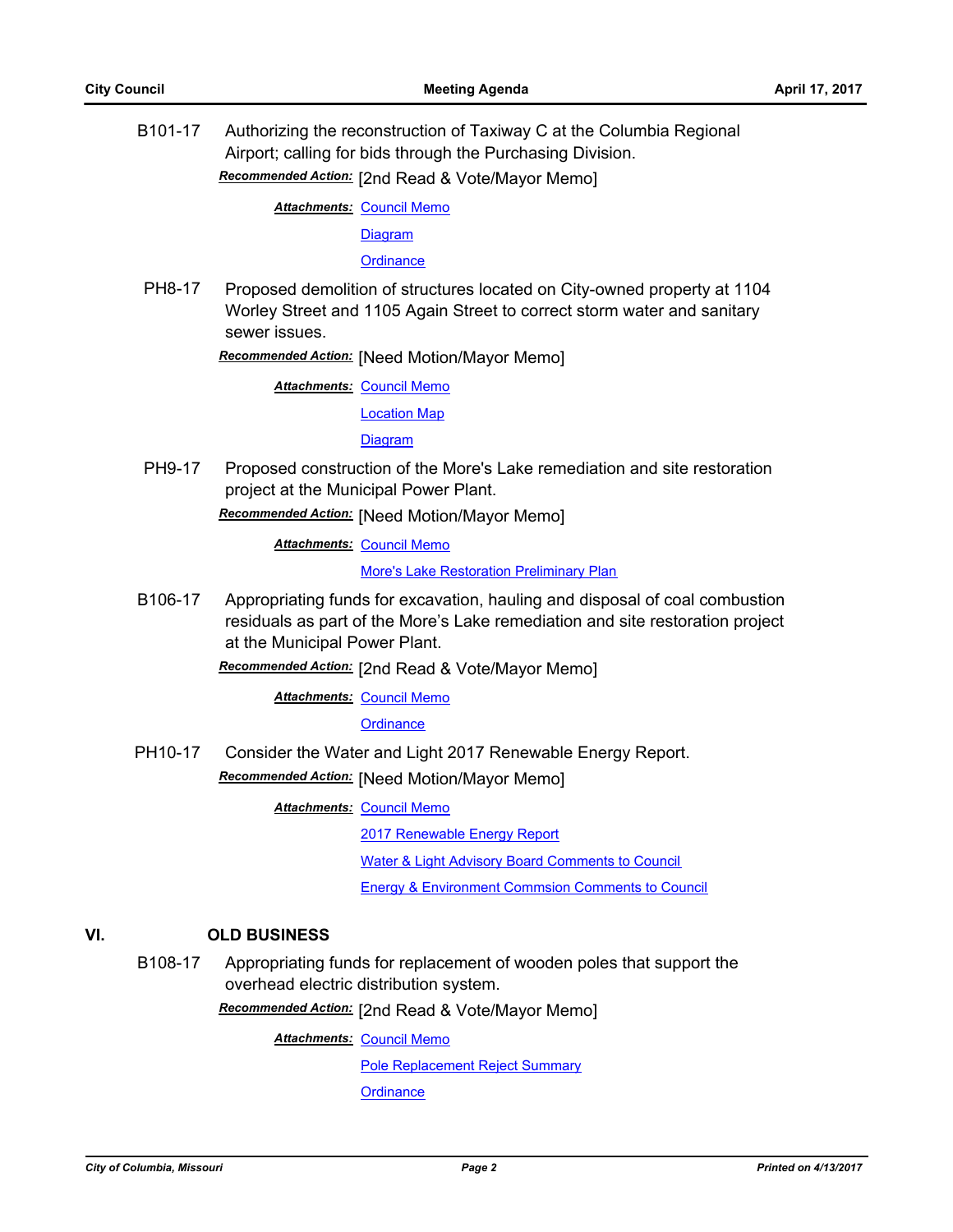**B101-17** Authorizing the reconstruction of Taxiway C at the Columbia Regional Airport; calling for bids through the Purchasing Division.

***Recommended Action:*** [2nd Read & Vote/Mayor Memo]

***Attachments:*** Council Memo

Diagram

Ordinance

**PH8-17** Proposed demolition of structures located on City-owned property at 1104 Worley Street and 1105 Again Street to correct storm water and sanitary sewer issues.

***Recommended Action:*** [Need Motion/Mayor Memo]

***Attachments:*** Council Memo

Location Map

Diagram

**PH9-17** Proposed construction of the More's Lake remediation and site restoration project at the Municipal Power Plant.

***Recommended Action:*** [Need Motion/Mayor Memo]

***Attachments:*** Council Memo

More's Lake Restoration Preliminary Plan

**B106-17** Appropriating funds for excavation, hauling and disposal of coal combustion residuals as part of the More's Lake remediation and site restoration project at the Municipal Power Plant.

***Recommended Action:*** [2nd Read & Vote/Mayor Memo]

***Attachments:*** Council Memo

Ordinance

**PH10-17** Consider the Water and Light 2017 Renewable Energy Report.

***Recommended Action:*** [Need Motion/Mayor Memo]

***Attachments:*** Council Memo

2017 Renewable Energy Report

Water & Light Advisory Board Comments to Council

Energy & Environment Commsion Comments to Council

## VI. OLD BUSINESS

**B108-17** Appropriating funds for replacement of wooden poles that support the overhead electric distribution system.

***Recommended Action:*** [2nd Read & Vote/Mayor Memo]

***Attachments:*** Council Memo

Pole Replacement Reject Summary

Ordinance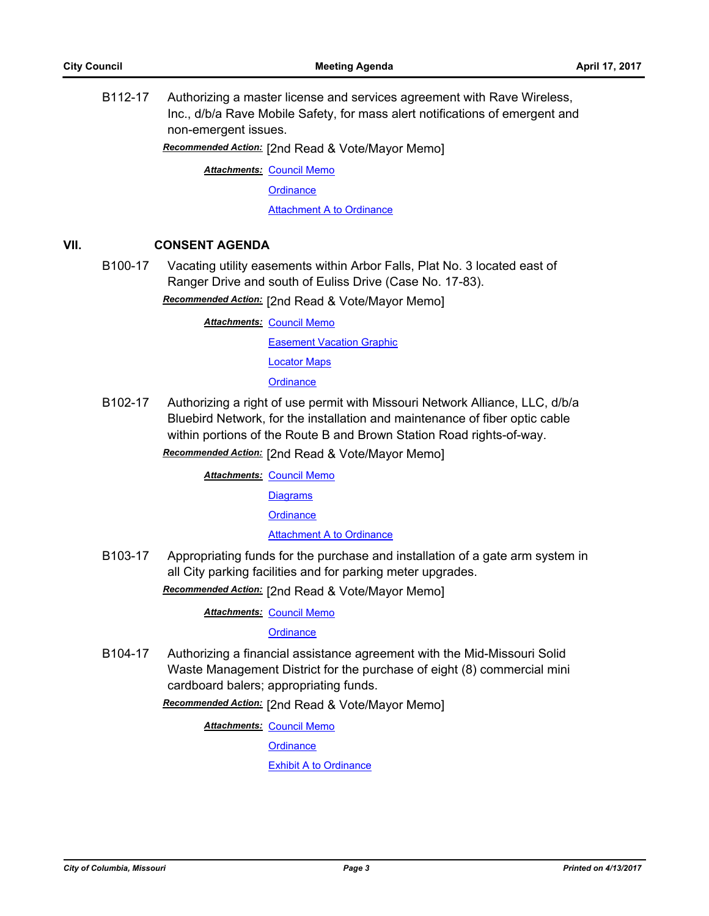**B112-17** Authorizing a master license and services agreement with Rave Wireless, Inc., d/b/a Rave Mobile Safety, for mass alert notifications of emergent and non-emergent issues.

***Recommended Action:*** [2nd Read & Vote/Mayor Memo]

***Attachments:*** Council Memo
Ordinance
Attachment A to Ordinance

## VII. CONSENT AGENDA

**B100-17** Vacating utility easements within Arbor Falls, Plat No. 3 located east of Ranger Drive and south of Euliss Drive (Case No. 17-83).

***Recommended Action:*** [2nd Read & Vote/Mayor Memo]

***Attachments:*** Council Memo
Easement Vacation Graphic
Locator Maps
Ordinance

**B102-17** Authorizing a right of use permit with Missouri Network Alliance, LLC, d/b/a Bluebird Network, for the installation and maintenance of fiber optic cable within portions of the Route B and Brown Station Road rights-of-way.

***Recommended Action:*** [2nd Read & Vote/Mayor Memo]

***Attachments:*** Council Memo
Diagrams
Ordinance
Attachment A to Ordinance

**B103-17** Appropriating funds for the purchase and installation of a gate arm system in all City parking facilities and for parking meter upgrades.

***Recommended Action:*** [2nd Read & Vote/Mayor Memo]

***Attachments:*** Council Memo
Ordinance

**B104-17** Authorizing a financial assistance agreement with the Mid-Missouri Solid Waste Management District for the purchase of eight (8) commercial mini cardboard balers; appropriating funds.

***Recommended Action:*** [2nd Read & Vote/Mayor Memo]

***Attachments:*** Council Memo
Ordinance
Exhibit A to Ordinance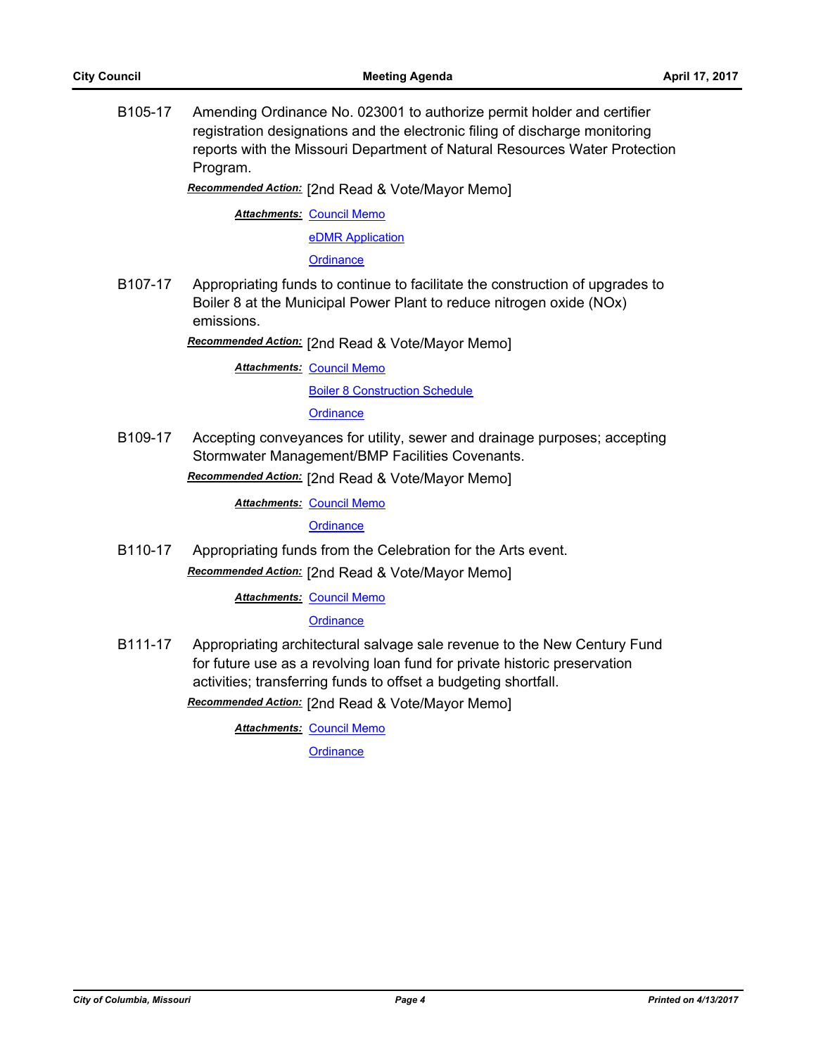B105-17 Amending Ordinance No. 023001 to authorize permit holder and certifier registration designations and the electronic filing of discharge monitoring reports with the Missouri Department of Natural Resources Water Protection Program.

***Recommended Action:*** [2nd Read & Vote/Mayor Memo]

***Attachments:*** Council Memo

eDMR Application

Ordinance

B107-17 Appropriating funds to continue to facilitate the construction of upgrades to Boiler 8 at the Municipal Power Plant to reduce nitrogen oxide (NOx) emissions.

***Recommended Action:*** [2nd Read & Vote/Mayor Memo]

***Attachments:*** Council Memo

Boiler 8 Construction Schedule

Ordinance

B109-17 Accepting conveyances for utility, sewer and drainage purposes; accepting Stormwater Management/BMP Facilities Covenants.

***Recommended Action:*** [2nd Read & Vote/Mayor Memo]

***Attachments:*** Council Memo

Ordinance

B110-17 Appropriating funds from the Celebration for the Arts event.

***Recommended Action:*** [2nd Read & Vote/Mayor Memo]

***Attachments:*** Council Memo

Ordinance

B111-17 Appropriating architectural salvage sale revenue to the New Century Fund for future use as a revolving loan fund for private historic preservation activities; transferring funds to offset a budgeting shortfall.

***Recommended Action:*** [2nd Read & Vote/Mayor Memo]

***Attachments:*** Council Memo

Ordinance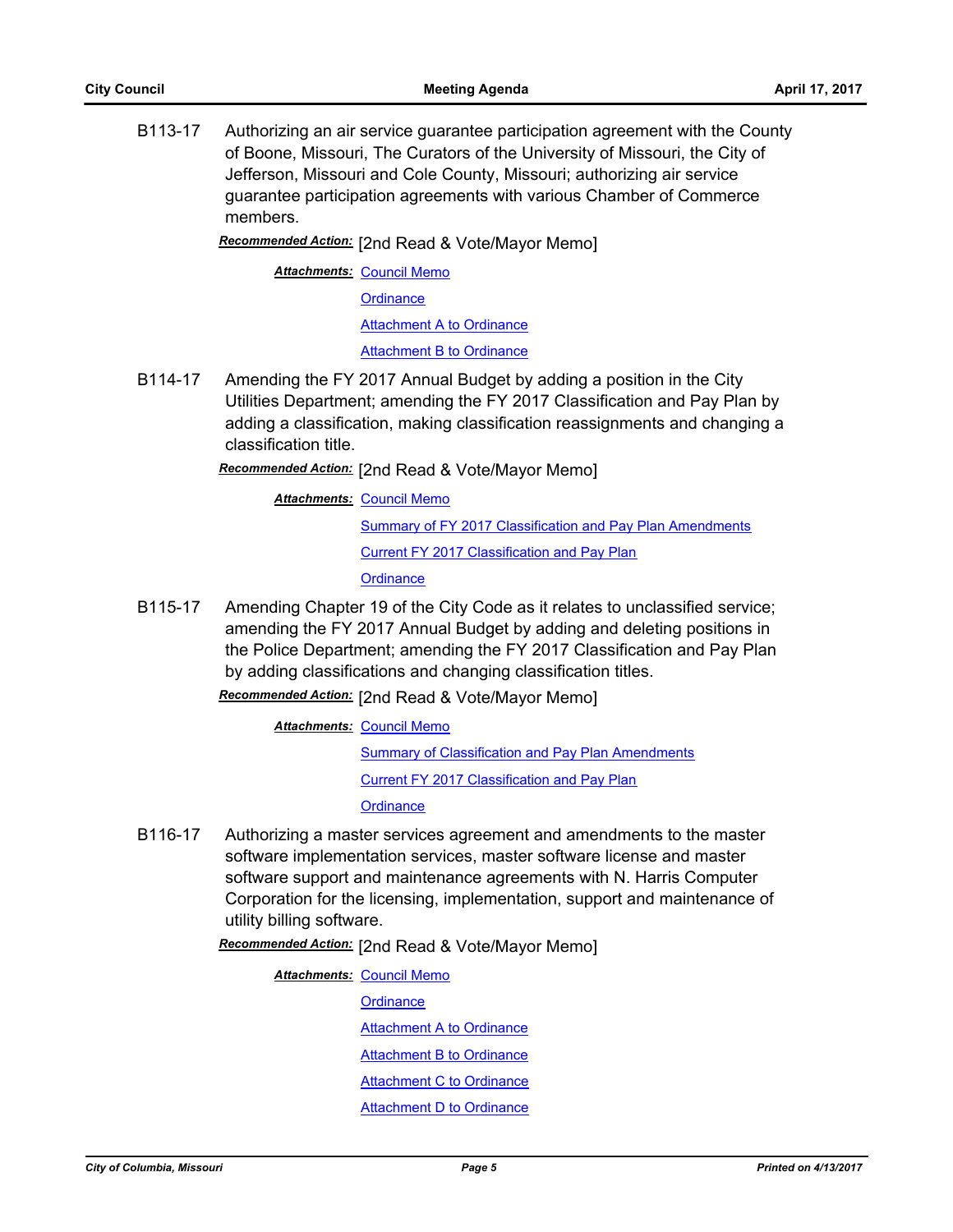B113-17 Authorizing an air service guarantee participation agreement with the County of Boone, Missouri, The Curators of the University of Missouri, the City of Jefferson, Missouri and Cole County, Missouri; authorizing air service guarantee participation agreements with various Chamber of Commerce members.

***Recommended Action:*** [2nd Read & Vote/Mayor Memo]

***Attachments:*** Council Memo
Ordinance
Attachment A to Ordinance
Attachment B to Ordinance

B114-17 Amending the FY 2017 Annual Budget by adding a position in the City Utilities Department; amending the FY 2017 Classification and Pay Plan by adding a classification, making classification reassignments and changing a classification title.

***Recommended Action:*** [2nd Read & Vote/Mayor Memo]

***Attachments:*** Council Memo
Summary of FY 2017 Classification and Pay Plan Amendments
Current FY 2017 Classification and Pay Plan
Ordinance

B115-17 Amending Chapter 19 of the City Code as it relates to unclassified service; amending the FY 2017 Annual Budget by adding and deleting positions in the Police Department; amending the FY 2017 Classification and Pay Plan by adding classifications and changing classification titles.

***Recommended Action:*** [2nd Read & Vote/Mayor Memo]

***Attachments:*** Council Memo
Summary of Classification and Pay Plan Amendments
Current FY 2017 Classification and Pay Plan
Ordinance

B116-17 Authorizing a master services agreement and amendments to the master software implementation services, master software license and master software support and maintenance agreements with N. Harris Computer Corporation for the licensing, implementation, support and maintenance of utility billing software.

***Recommended Action:*** [2nd Read & Vote/Mayor Memo]

***Attachments:*** Council Memo
Ordinance
Attachment A to Ordinance
Attachment B to Ordinance
Attachment C to Ordinance
Attachment D to Ordinance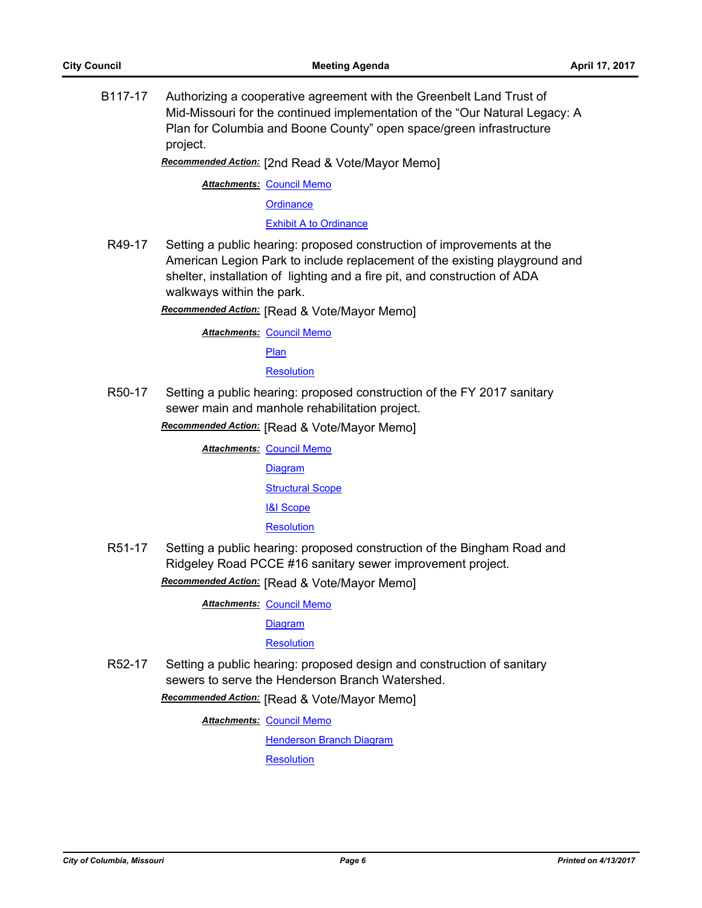B117-17 Authorizing a cooperative agreement with the Greenbelt Land Trust of Mid-Missouri for the continued implementation of the "Our Natural Legacy: A Plan for Columbia and Boone County" open space/green infrastructure project.

***Recommended Action:*** [2nd Read & Vote/Mayor Memo]

***Attachments:*** Council Memo
Ordinance
Exhibit A to Ordinance

R49-17 Setting a public hearing: proposed construction of improvements at the American Legion Park to include replacement of the existing playground and shelter, installation of lighting and a fire pit, and construction of ADA walkways within the park.

***Recommended Action:*** [Read & Vote/Mayor Memo]

***Attachments:*** Council Memo
Plan
Resolution

R50-17 Setting a public hearing: proposed construction of the FY 2017 sanitary sewer main and manhole rehabilitation project.

***Recommended Action:*** [Read & Vote/Mayor Memo]

***Attachments:*** Council Memo
Diagram
Structural Scope
I&I Scope
Resolution

R51-17 Setting a public hearing: proposed construction of the Bingham Road and Ridgeley Road PCCE #16 sanitary sewer improvement project.

***Recommended Action:*** [Read & Vote/Mayor Memo]

***Attachments:*** Council Memo
Diagram
Resolution

R52-17 Setting a public hearing: proposed design and construction of sanitary sewers to serve the Henderson Branch Watershed.

***Recommended Action:*** [Read & Vote/Mayor Memo]

***Attachments:*** Council Memo
Henderson Branch Diagram
Resolution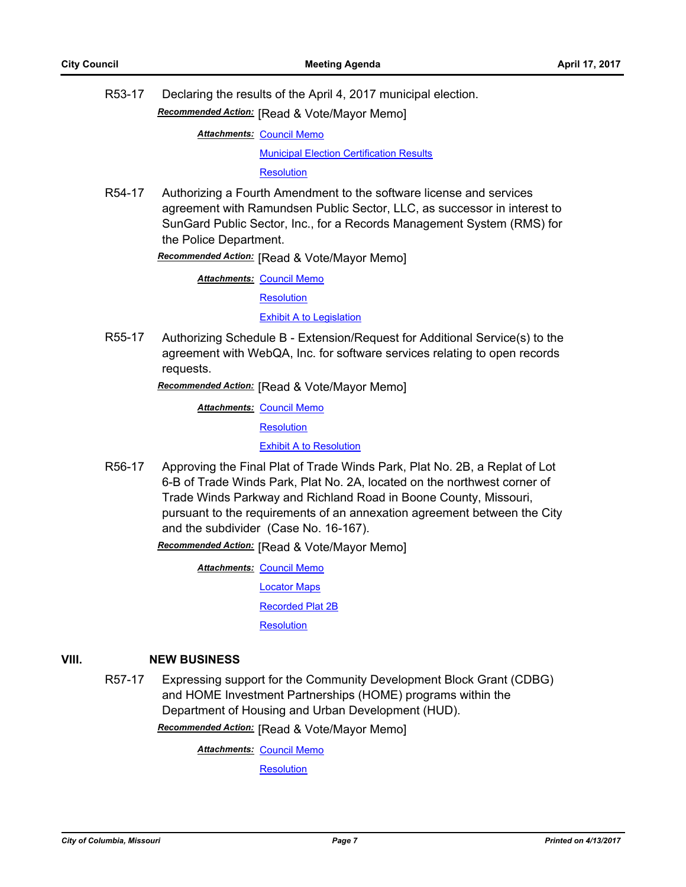R53-17 Declaring the results of the April 4, 2017 municipal election.

***Recommended Action:*** [Read & Vote/Mayor Memo]

***Attachments:*** Council Memo
Municipal Election Certification Results
Resolution

R54-17 Authorizing a Fourth Amendment to the software license and services agreement with Ramundsen Public Sector, LLC, as successor in interest to SunGard Public Sector, Inc., for a Records Management System (RMS) for the Police Department.

***Recommended Action:*** [Read & Vote/Mayor Memo]

***Attachments:*** Council Memo
Resolution
Exhibit A to Legislation

R55-17 Authorizing Schedule B - Extension/Request for Additional Service(s) to the agreement with WebQA, Inc. for software services relating to open records requests.

***Recommended Action:*** [Read & Vote/Mayor Memo]

***Attachments:*** Council Memo
Resolution
Exhibit A to Resolution

R56-17 Approving the Final Plat of Trade Winds Park, Plat No. 2B, a Replat of Lot 6-B of Trade Winds Park, Plat No. 2A, located on the northwest corner of Trade Winds Parkway and Richland Road in Boone County, Missouri, pursuant to the requirements of an annexation agreement between the City and the subdivider (Case No. 16-167).

***Recommended Action:*** [Read & Vote/Mayor Memo]

***Attachments:*** Council Memo
Locator Maps
Recorded Plat 2B
Resolution

## VIII. NEW BUSINESS

R57-17 Expressing support for the Community Development Block Grant (CDBG) and HOME Investment Partnerships (HOME) programs within the Department of Housing and Urban Development (HUD).

***Recommended Action:*** [Read & Vote/Mayor Memo]

***Attachments:*** Council Memo
Resolution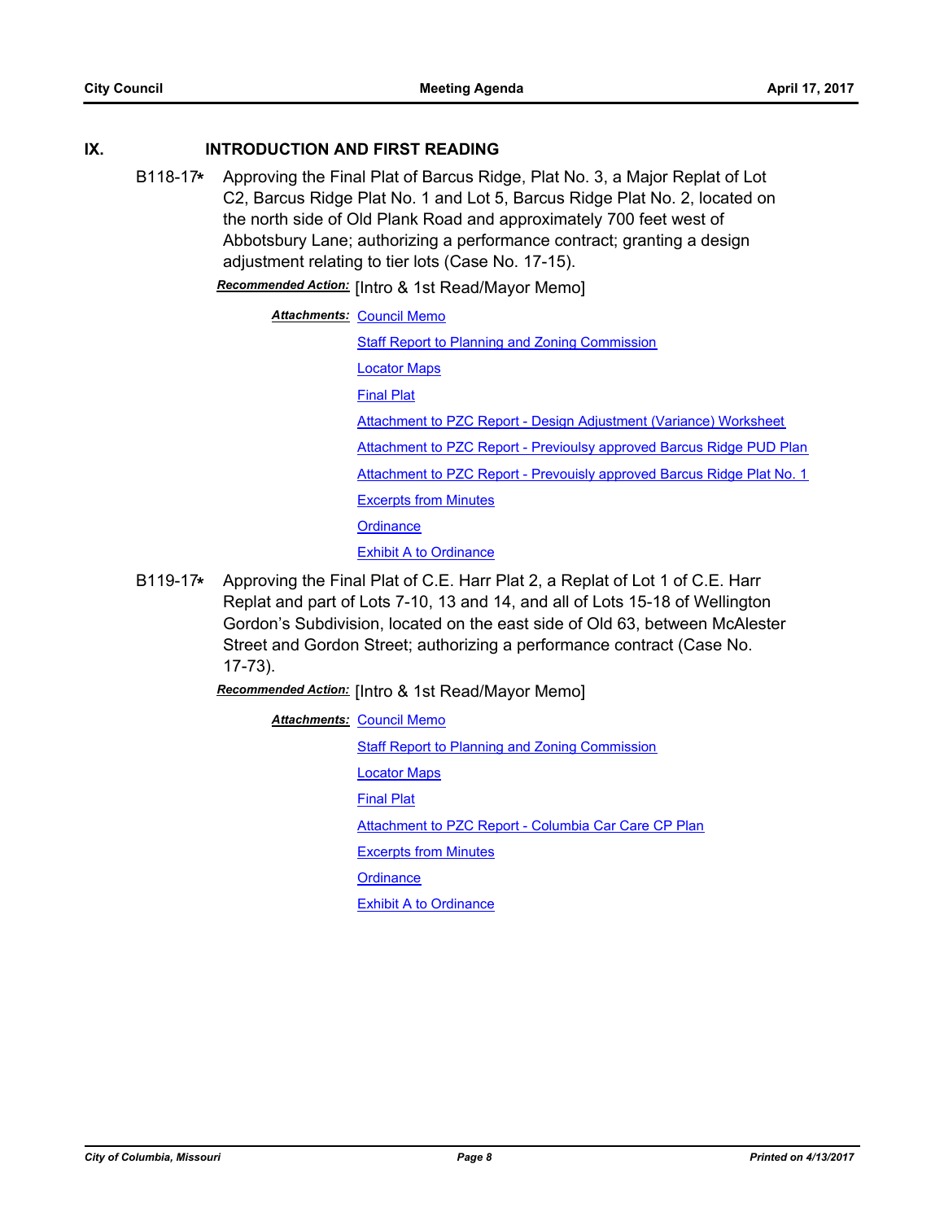## IX. INTRODUCTION AND FIRST READING

B118-17* Approving the Final Plat of Barcus Ridge, Plat No. 3, a Major Replat of Lot C2, Barcus Ridge Plat No. 1 and Lot 5, Barcus Ridge Plat No. 2, located on the north side of Old Plank Road and approximately 700 feet west of Abbotsbury Lane; authorizing a performance contract; granting a design adjustment relating to tier lots (Case No. 17-15).

***Recommended Action:*** [Intro & 1st Read/Mayor Memo]

***Attachments:*** Council Memo
Staff Report to Planning and Zoning Commission
Locator Maps
Final Plat
Attachment to PZC Report - Design Adjustment (Variance) Worksheet
Attachment to PZC Report - Previoulsy approved Barcus Ridge PUD Plan
Attachment to PZC Report - Prevouisly approved Barcus Ridge Plat No. 1
Excerpts from Minutes
Ordinance
Exhibit A to Ordinance

B119-17* Approving the Final Plat of C.E. Harr Plat 2, a Replat of Lot 1 of C.E. Harr Replat and part of Lots 7-10, 13 and 14, and all of Lots 15-18 of Wellington Gordon's Subdivision, located on the east side of Old 63, between McAlester Street and Gordon Street; authorizing a performance contract (Case No. 17-73).

***Recommended Action:*** [Intro & 1st Read/Mayor Memo]

***Attachments:*** Council Memo
Staff Report to Planning and Zoning Commission
Locator Maps
Final Plat
Attachment to PZC Report - Columbia Car Care CP Plan
Excerpts from Minutes
Ordinance
Exhibit A to Ordinance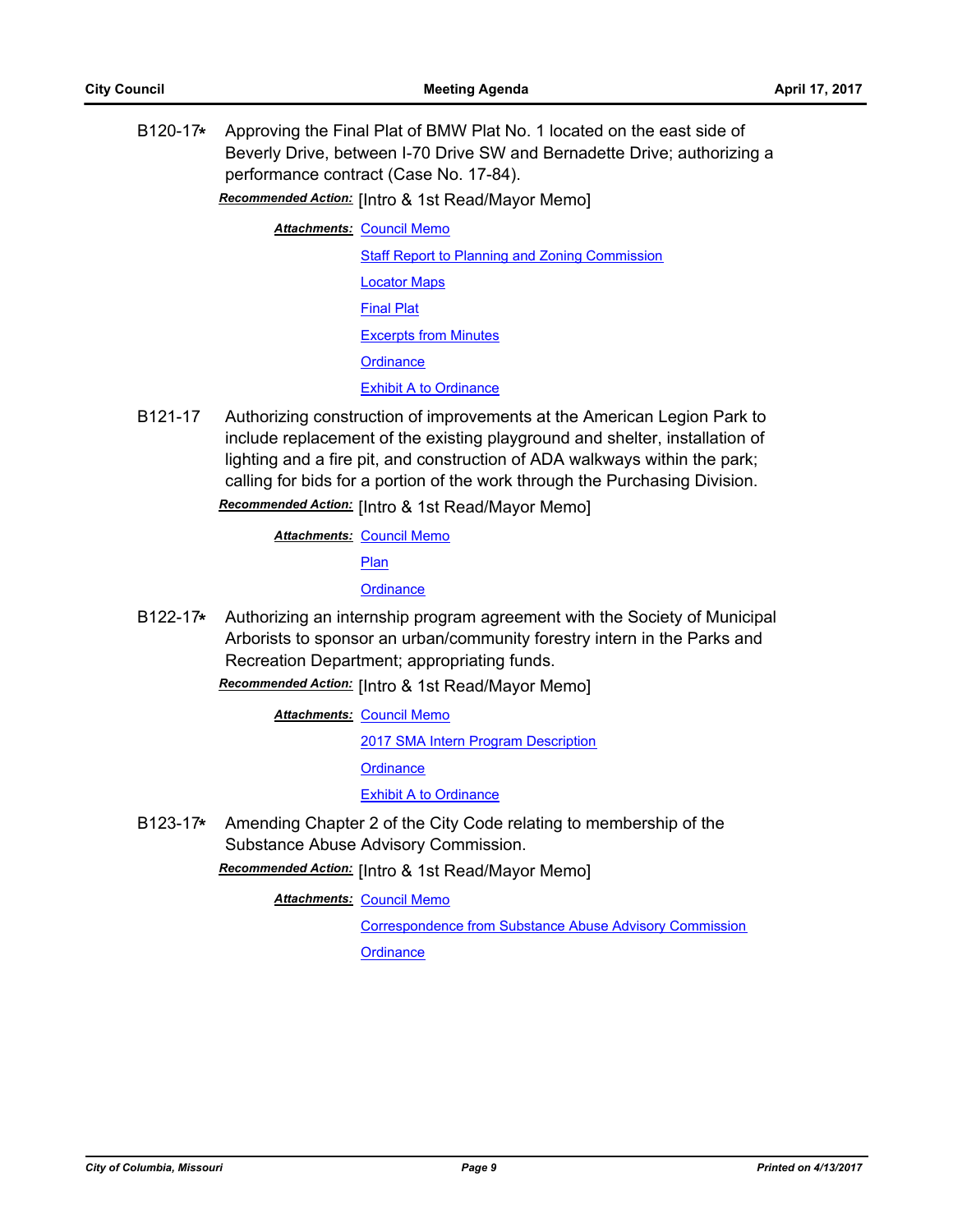**B120-17*** Approving the Final Plat of BMW Plat No. 1 located on the east side of Beverly Drive, between I-70 Drive SW and Bernadette Drive; authorizing a performance contract (Case No. 17-84).

***Recommended Action:*** [Intro & 1st Read/Mayor Memo]

***Attachments:*** Council Memo
Staff Report to Planning and Zoning Commission
Locator Maps
Final Plat
Excerpts from Minutes
Ordinance
Exhibit A to Ordinance

**B121-17** Authorizing construction of improvements at the American Legion Park to include replacement of the existing playground and shelter, installation of lighting and a fire pit, and construction of ADA walkways within the park; calling for bids for a portion of the work through the Purchasing Division.

***Recommended Action:*** [Intro & 1st Read/Mayor Memo]

***Attachments:*** Council Memo
Plan
Ordinance

**B122-17*** Authorizing an internship program agreement with the Society of Municipal Arborists to sponsor an urban/community forestry intern in the Parks and Recreation Department; appropriating funds.

***Recommended Action:*** [Intro & 1st Read/Mayor Memo]

***Attachments:*** Council Memo
2017 SMA Intern Program Description
Ordinance
Exhibit A to Ordinance

**B123-17*** Amending Chapter 2 of the City Code relating to membership of the Substance Abuse Advisory Commission.

***Recommended Action:*** [Intro & 1st Read/Mayor Memo]

***Attachments:*** Council Memo
Correspondence from Substance Abuse Advisory Commission
Ordinance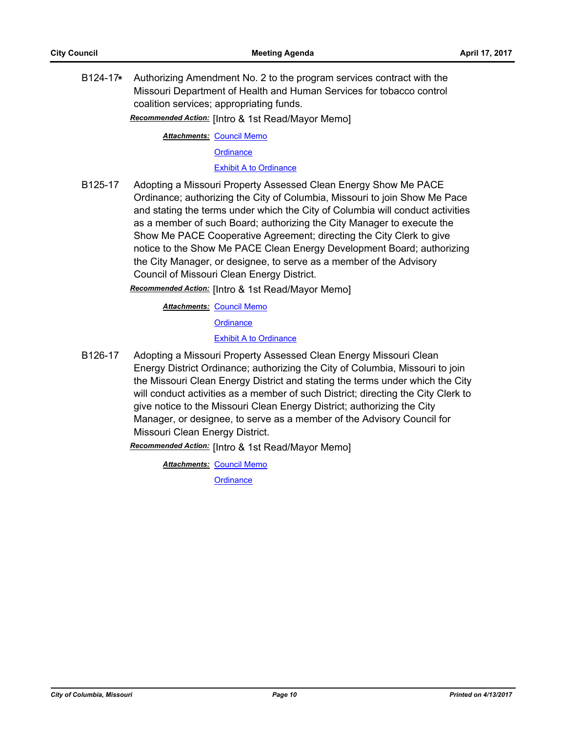B124-17* Authorizing Amendment No. 2 to the program services contract with the Missouri Department of Health and Human Services for tobacco control coalition services; appropriating funds.

***Recommended Action:*** [Intro & 1st Read/Mayor Memo]

***Attachments:*** Council Memo
Ordinance
Exhibit A to Ordinance

B125-17 Adopting a Missouri Property Assessed Clean Energy Show Me PACE Ordinance; authorizing the City of Columbia, Missouri to join Show Me Pace and stating the terms under which the City of Columbia will conduct activities as a member of such Board; authorizing the City Manager to execute the Show Me PACE Cooperative Agreement; directing the City Clerk to give notice to the Show Me PACE Clean Energy Development Board; authorizing the City Manager, or designee, to serve as a member of the Advisory Council of Missouri Clean Energy District.

***Recommended Action:*** [Intro & 1st Read/Mayor Memo]

***Attachments:*** Council Memo
Ordinance
Exhibit A to Ordinance

B126-17 Adopting a Missouri Property Assessed Clean Energy Missouri Clean Energy District Ordinance; authorizing the City of Columbia, Missouri to join the Missouri Clean Energy District and stating the terms under which the City will conduct activities as a member of such District; directing the City Clerk to give notice to the Missouri Clean Energy District; authorizing the City Manager, or designee, to serve as a member of the Advisory Council for Missouri Clean Energy District.

***Recommended Action:*** [Intro & 1st Read/Mayor Memo]

***Attachments:*** Council Memo
Ordinance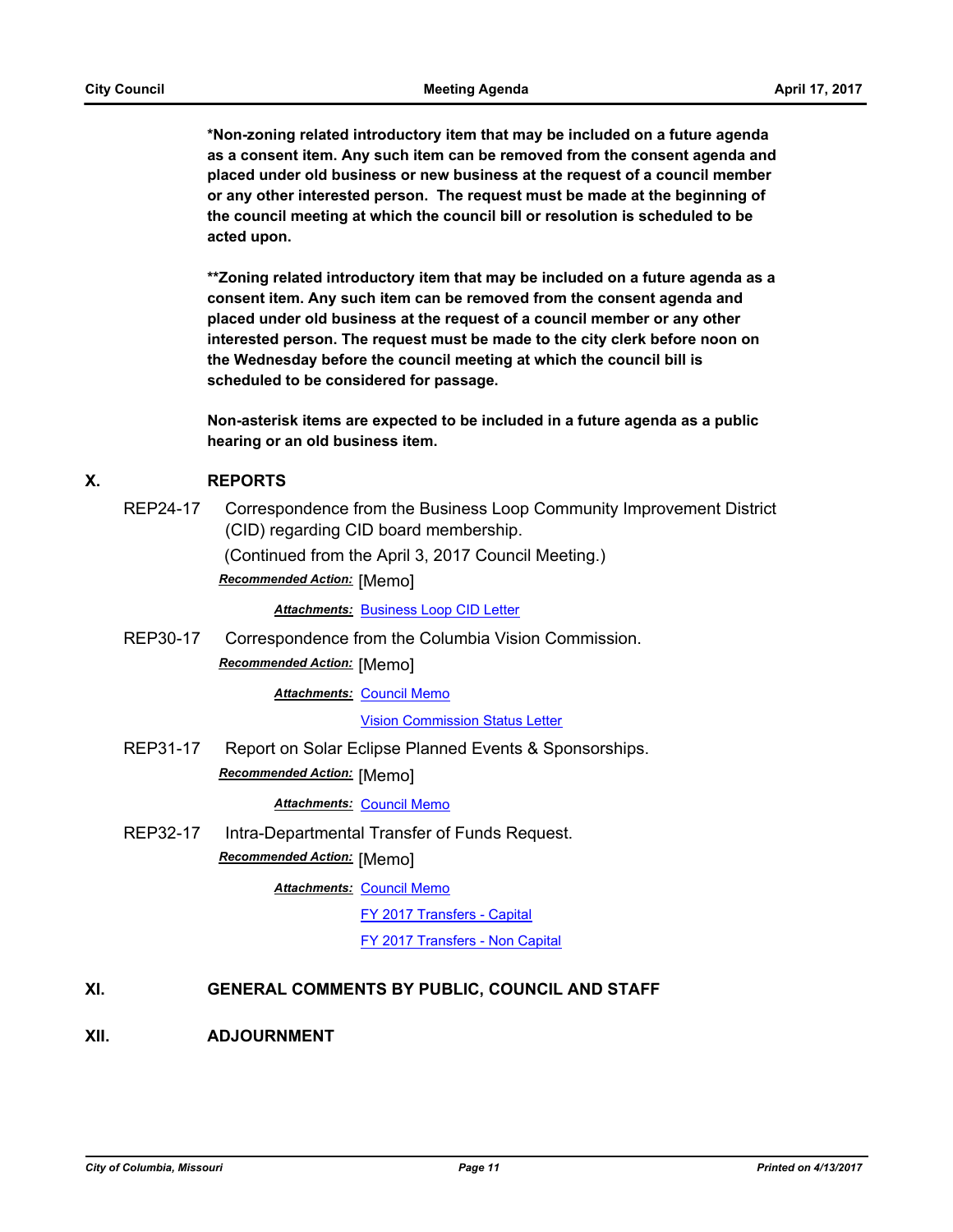**\*Non-zoning related introductory item that may be included on a future agenda as a consent item. Any such item can be removed from the consent agenda and placed under old business or new business at the request of a council member or any other interested person. The request must be made at the beginning of the council meeting at which the council bill or resolution is scheduled to be acted upon.**

**\*\*Zoning related introductory item that may be included on a future agenda as a consent item. Any such item can be removed from the consent agenda and placed under old business at the request of a council member or any other interested person. The request must be made to the city clerk before noon on the Wednesday before the council meeting at which the council bill is scheduled to be considered for passage.**

**Non-asterisk items are expected to be included in a future agenda as a public hearing or an old business item.**

## X. REPORTS

**REP24-17** Correspondence from the Business Loop Community Improvement District (CID) regarding CID board membership.

(Continued from the April 3, 2017 Council Meeting.)

***Recommended Action:*** [Memo]

***Attachments:*** Business Loop CID Letter

**REP30-17** Correspondence from the Columbia Vision Commission.

***Recommended Action:*** [Memo]

***Attachments:*** Council Memo

Vision Commission Status Letter

**REP31-17** Report on Solar Eclipse Planned Events & Sponsorships.

***Recommended Action:*** [Memo]

***Attachments:*** Council Memo

**REP32-17** Intra-Departmental Transfer of Funds Request.

***Recommended Action:*** [Memo]

***Attachments:*** Council Memo

FY 2017 Transfers - Capital

FY 2017 Transfers - Non Capital

## XI. GENERAL COMMENTS BY PUBLIC, COUNCIL AND STAFF

## XII. ADJOURNMENT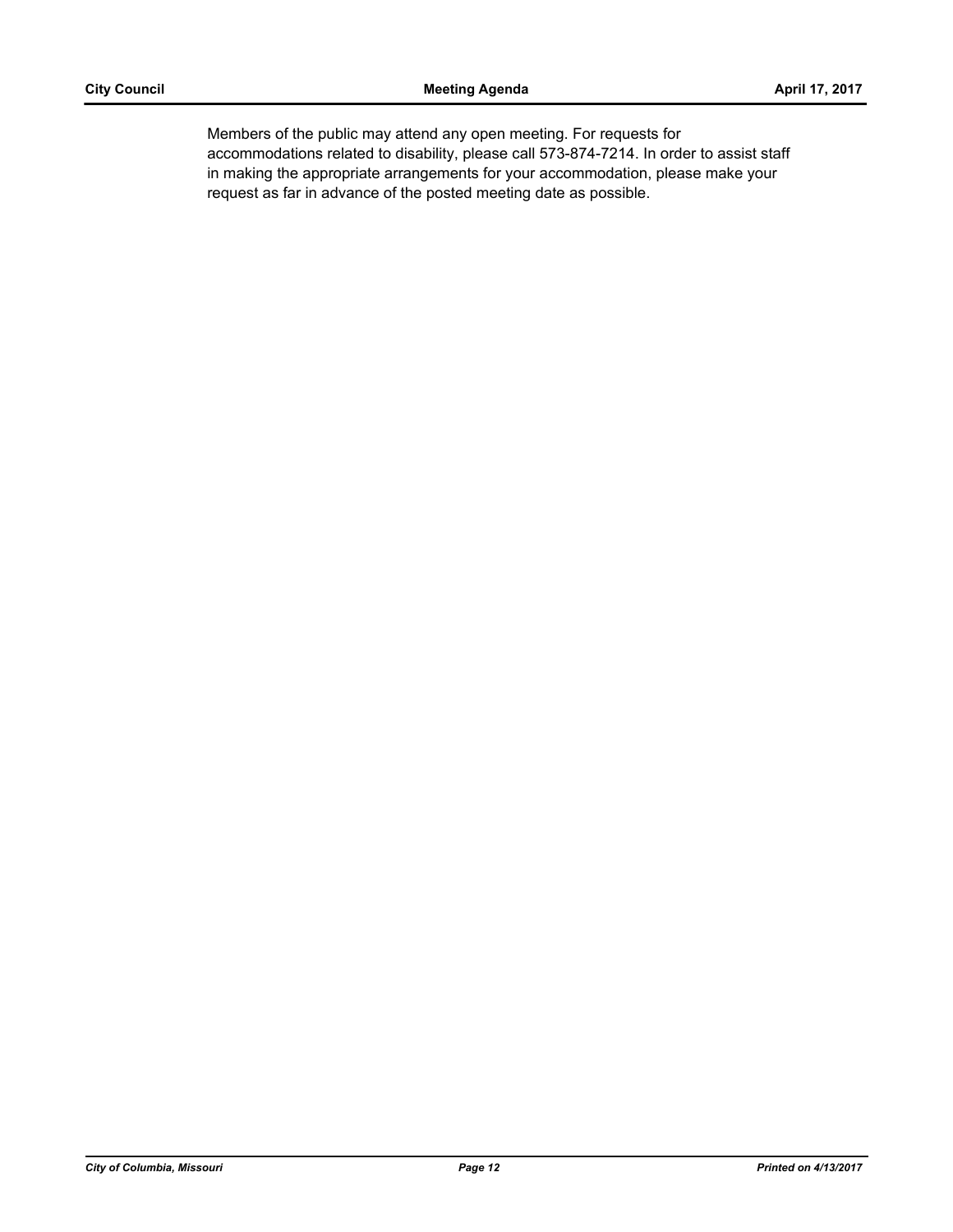Members of the public may attend any open meeting. For requests for accommodations related to disability, please call 573-874-7214. In order to assist staff in making the appropriate arrangements for your accommodation, please make your request as far in advance of the posted meeting date as possible.